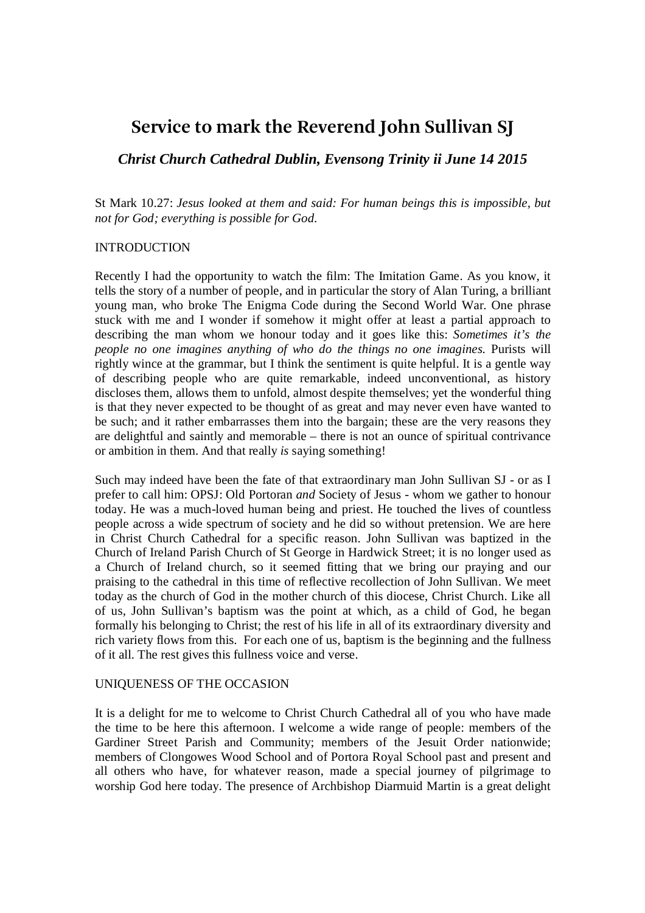# Service to mark the Reverend John Sullivan SJ

### *Christ Church Cathedral Dublin, Evensong Trinity ii June 14 2015*

St Mark 10.27: *Jesus looked at them and said: For human beings this is impossible, but not for God; everything is possible for God.*

INTRODUCTION

Recently I had the opportunity to watch the film: The Imitation Game. As you know, it tells the story of a number of people, and in particular the story of Alan Turing, a brilliant young man, who broke The Enigma Code during the Second World War. One phrase stuck with me and I wonder if somehow it might offer at least a partial approach to describing the man whom we honour today and it goes like this: *Sometimes it's the people no one imagines anything of who do the things no one imagines.* Purists will rightly wince at the grammar, but I think the sentiment is quite helpful. It is a gentle way of describing people who are quite remarkable, indeed unconventional, as history discloses them, allows them to unfold, almost despite themselves; yet the wonderful thing is that they never expected to be thought of as great and may never even have wanted to be such; and it rather embarrasses them into the bargain; these are the very reasons they are delightful and saintly and memorable – there is not an ounce of spiritual contrivance or ambition in them. And that really *is* saying something!

Such may indeed have been the fate of that extraordinary man John Sullivan SJ - or as I prefer to call him: OPSJ: Old Portoran *and* Society of Jesus - whom we gather to honour today. He was a much-loved human being and priest. He touched the lives of countless people across a wide spectrum of society and he did so without pretension. We are here in Christ Church Cathedral for a specific reason. John Sullivan was baptized in the Church of Ireland Parish Church of St George in Hardwick Street; it is no longer used as a Church of Ireland church, so it seemed fitting that we bring our praying and our praising to the cathedral in this time of reflective recollection of John Sullivan. We meet today as the church of God in the mother church of this diocese, Christ Church. Like all of us, John Sullivan's baptism was the point at which, as a child of God, he began formally his belonging to Christ; the rest of his life in all of its extraordinary diversity and rich variety flows from this. For each one of us, baptism is the beginning and the fullness of it all. The rest gives this fullness voice and verse.

UNIQUENESS OF THE OCCASION

It is a delight for me to welcome to Christ Church Cathedral all of you who have made the time to be here this afternoon. I welcome a wide range of people: members of the Gardiner Street Parish and Community; members of the Jesuit Order nationwide; members of Clongowes Wood School and of Portora Royal School past and present and all others who have, for whatever reason, made a special journey of pilgrimage to worship God here today. The presence of Archbishop Diarmuid Martin is a great delight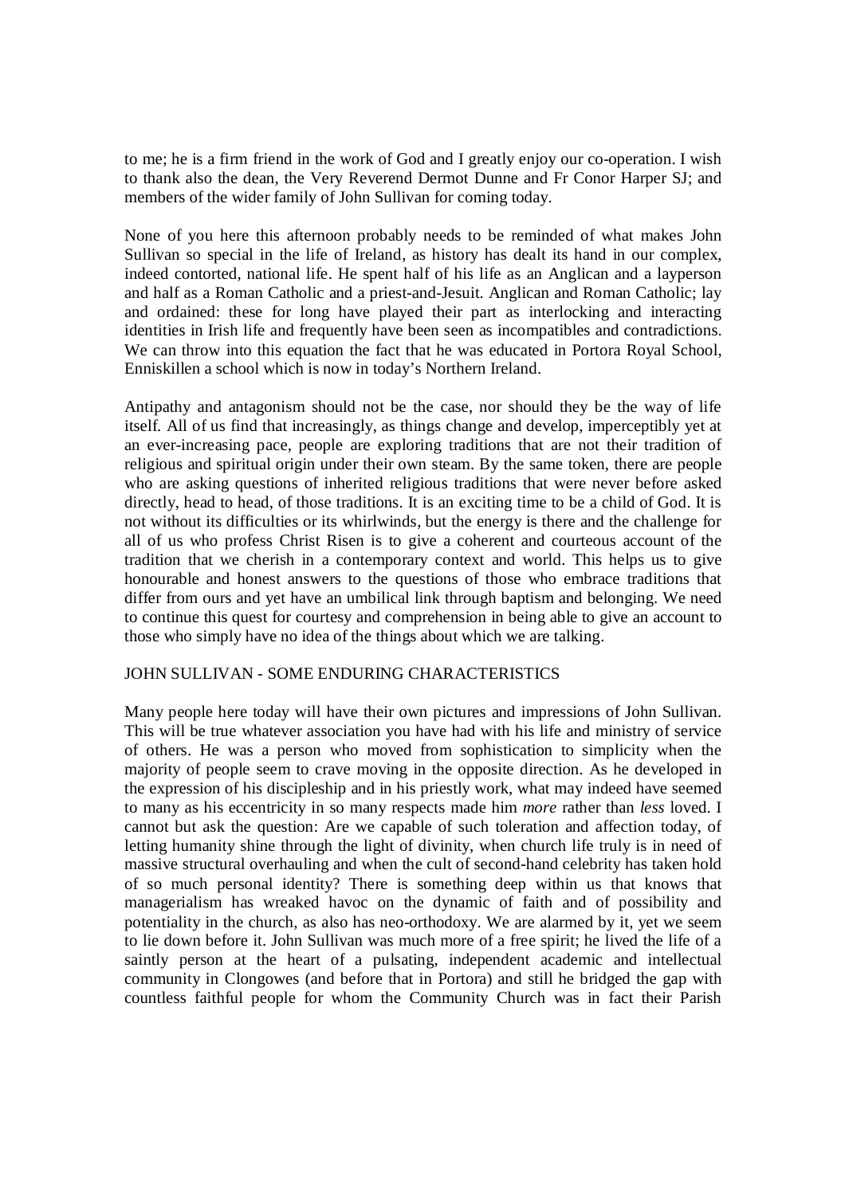to me; he is a firm friend in the work of God and I greatly enjoy our co-operation. I wish to thank also the dean, the Very Reverend Dermot Dunne and Fr Conor Harper SJ; and members of the wider family of John Sullivan for coming today.

None of you here this afternoon probably needs to be reminded of what makes John Sullivan so special in the life of Ireland, as history has dealt its hand in our complex, indeed contorted, national life. He spent half of his life as an Anglican and a layperson and half as a Roman Catholic and a priest-and-Jesuit. Anglican and Roman Catholic; lay and ordained: these for long have played their part as interlocking and interacting identities in Irish life and frequently have been seen as incompatibles and contradictions. We can throw into this equation the fact that he was educated in Portora Royal School, Enniskillen a school which is now in today's Northern Ireland.

Antipathy and antagonism should not be the case, nor should they be the way of life itself. All of us find that increasingly, as things change and develop, imperceptibly yet at an ever-increasing pace, people are exploring traditions that are not their tradition of religious and spiritual origin under their own steam. By the same token, there are people who are asking questions of inherited religious traditions that were never before asked directly, head to head, of those traditions. It is an exciting time to be a child of God. It is not without its difficulties or its whirlwinds, but the energy is there and the challenge for all of us who profess Christ Risen is to give a coherent and courteous account of the tradition that we cherish in a contemporary context and world. This helps us to give honourable and honest answers to the questions of those who embrace traditions that differ from ours and yet have an umbilical link through baptism and belonging. We need to continue this quest for courtesy and comprehension in being able to give an account to those who simply have no idea of the things about which we are talking.

## JOHN SULLIVAN - SOME ENDURING CHARACTERISTICS

Many people here today will have their own pictures and impressions of John Sullivan. This will be true whatever association you have had with his life and ministry of service of others. He was a person who moved from sophistication to simplicity when the majority of people seem to crave moving in the opposite direction. As he developed in the expression of his discipleship and in his priestly work, what may indeed have seemed to many as his eccentricity in so many respects made him *more* rather than *less* loved. I cannot but ask the question: Are we capable of such toleration and affection today, of letting humanity shine through the light of divinity, when church life truly is in need of massive structural overhauling and when the cult of second-hand celebrity has taken hold of so much personal identity? There is something deep within us that knows that managerialism has wreaked havoc on the dynamic of faith and of possibility and potentiality in the church, as also has neo-orthodoxy. We are alarmed by it, yet we seem to lie down before it. John Sullivan was much more of a free spirit; he lived the life of a saintly person at the heart of a pulsating, independent academic and intellectual community in Clongowes (and before that in Portora) and still he bridged the gap with countless faithful people for whom the Community Church was in fact their Parish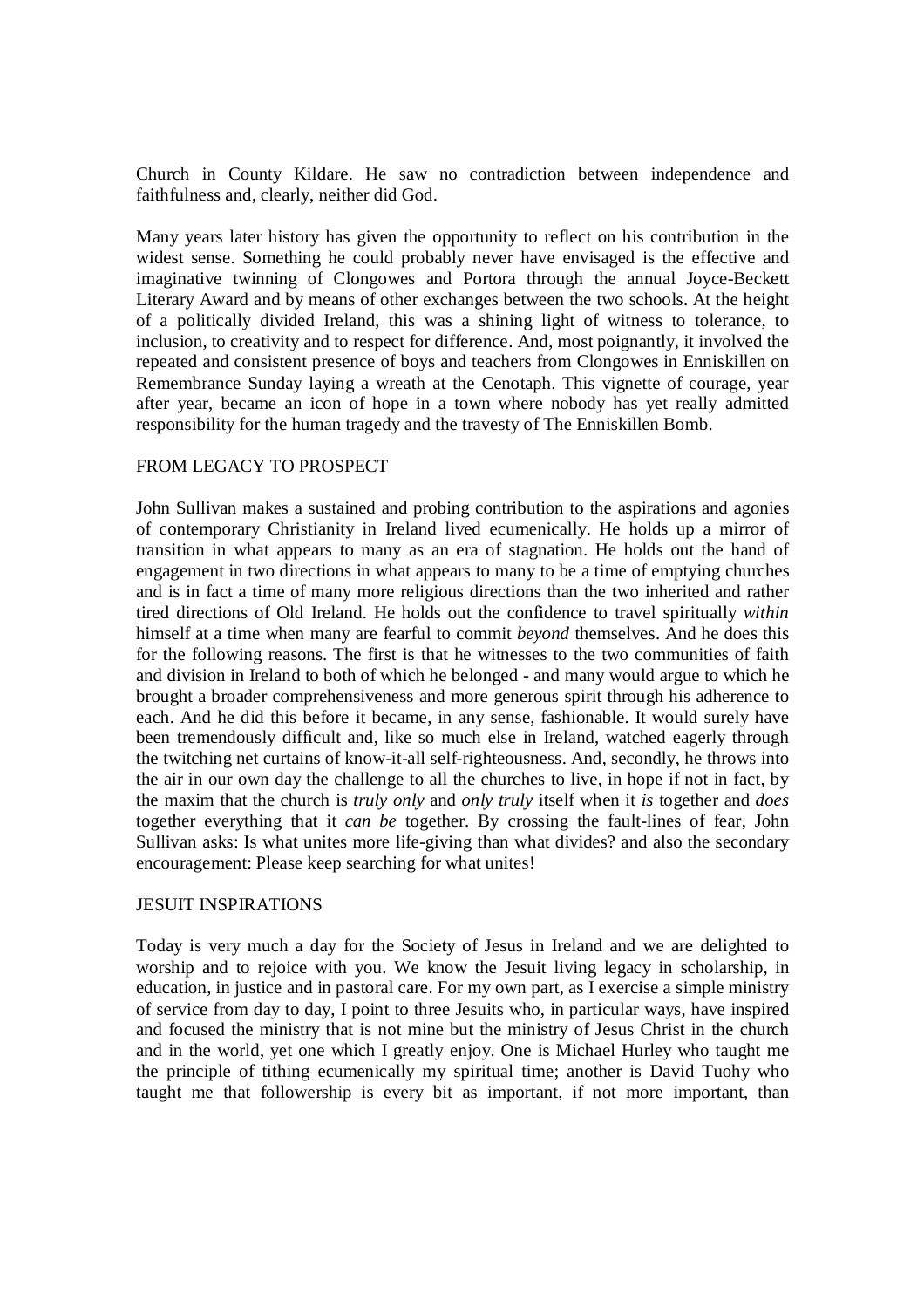Church in County Kildare. He saw no contradiction between independence and faithfulness and, clearly, neither did God.

Many years later history has given the opportunity to reflect on his contribution in the widest sense. Something he could probably never have envisaged is the effective and imaginative twinning of Clongowes and Portora through the annual Joyce-Beckett Literary Award and by means of other exchanges between the two schools. At the height of a politically divided Ireland, this was a shining light of witness to tolerance, to inclusion, to creativity and to respect for difference. And, most poignantly, it involved the repeated and consistent presence of boys and teachers from Clongowes in Enniskillen on Remembrance Sunday laying a wreath at the Cenotaph. This vignette of courage, year after year, became an icon of hope in a town where nobody has yet really admitted responsibility for the human tragedy and the travesty of The Enniskillen Bomb.

## FROM LEGACY TO PROSPECT

John Sullivan makes a sustained and probing contribution to the aspirations and agonies of contemporary Christianity in Ireland lived ecumenically. He holds up a mirror of transition in what appears to many as an era of stagnation. He holds out the hand of engagement in two directions in what appears to many to be a time of emptying churches and is in fact a time of many more religious directions than the two inherited and rather tired directions of Old Ireland. He holds out the confidence to travel spiritually *within* himself at a time when many are fearful to commit *beyond* themselves. And he does this for the following reasons. The first is that he witnesses to the two communities of faith and division in Ireland to both of which he belonged - and many would argue to which he brought a broader comprehensiveness and more generous spirit through his adherence to each. And he did this before it became, in any sense, fashionable. It would surely have been tremendously difficult and, like so much else in Ireland, watched eagerly through the twitching net curtains of know-it-all self-righteousness. And, secondly, he throws into the air in our own day the challenge to all the churches to live, in hope if not in fact, by the maxim that the church is *truly only* and *only truly* itself when it *is* together and *does* together everything that it *can be* together. By crossing the fault-lines of fear, John Sullivan asks: Is what unites more life-giving than what divides? and also the secondary encouragement: Please keep searching for what unites!

## JESUIT INSPIRATIONS

Today is very much a day for the Society of Jesus in Ireland and we are delighted to worship and to rejoice with you. We know the Jesuit living legacy in scholarship, in education, in justice and in pastoral care. For my own part, as I exercise a simple ministry of service from day to day, I point to three Jesuits who, in particular ways, have inspired and focused the ministry that is not mine but the ministry of Jesus Christ in the church and in the world, yet one which I greatly enjoy. One is Michael Hurley who taught me the principle of tithing ecumenically my spiritual time; another is David Tuohy who taught me that followership is every bit as important, if not more important, than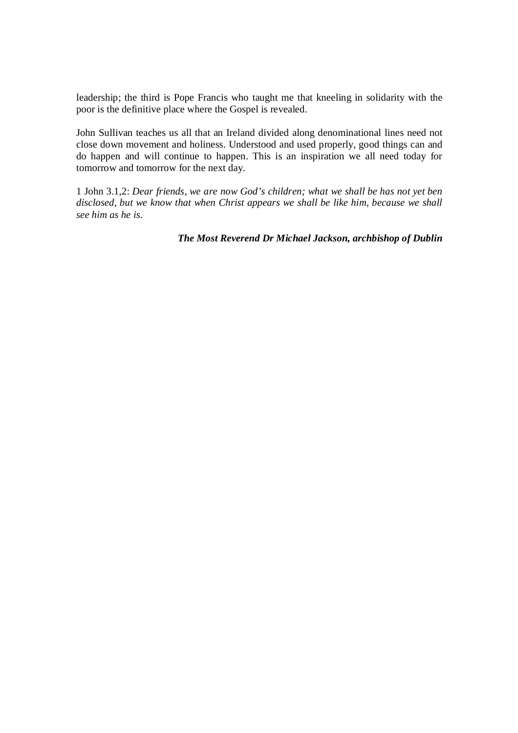leadership; the third is Pope Francis who taught me that kneeling in solidarity with the poor is the definitive place where the Gospel is revealed.

John Sullivan teaches us all that an Ireland divided along denominational lines need not close down movement and holiness. Understood and used properly, good things can and do happen and will continue to happen. This is an inspiration we all need today for tomorrow and tomorrow for the next day.

1 John 3.1,2: *Dear friends, we are now God's children; what we shall be has not yet ben disclosed, but we know that when Christ appears we shall be like him, because we shall see him as he is.*

***The Most Reverend Dr Michael Jackson, archbishop of Dublin***